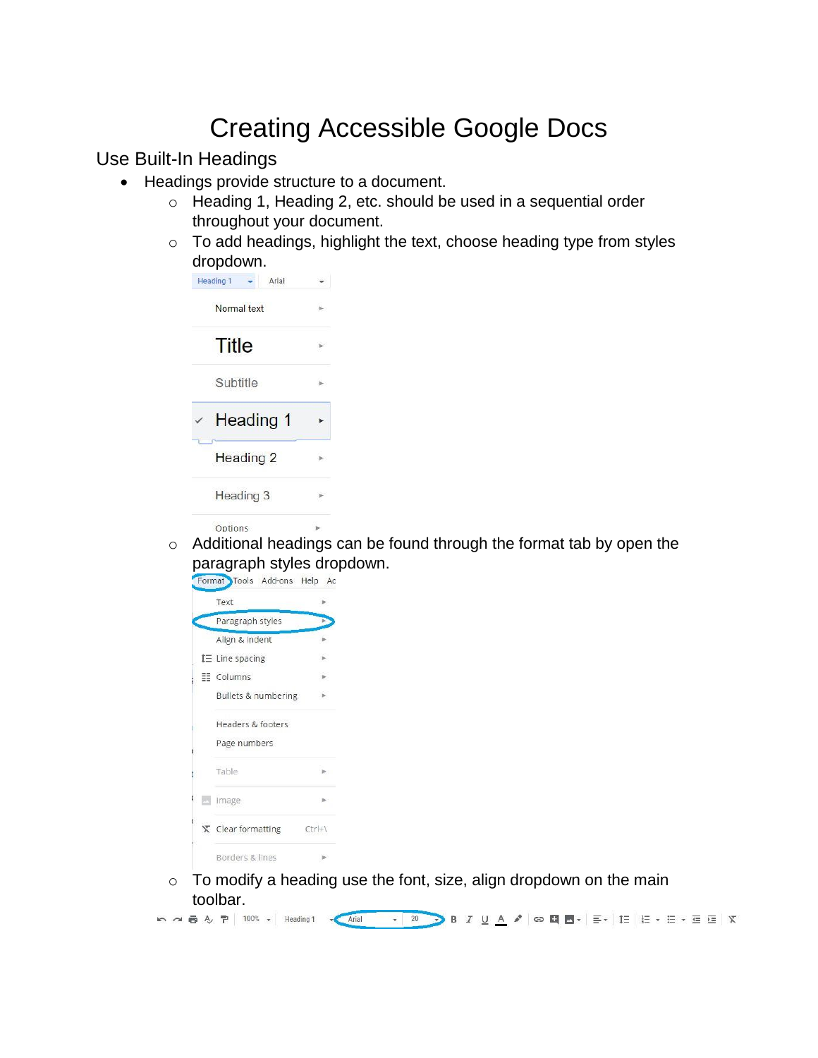# Creating Accessible Google Docs

## Use Built-In Headings

- Headings provide structure to a document.
  - Heading 1, Heading 2, etc. should be used in a sequential order throughout your document.
  - To add headings, highlight the text, choose heading type from styles dropdown.
  - Additional headings can be found through the format tab by open the paragraph styles dropdown.
  - To modify a heading use the font, size, align dropdown on the main toolbar.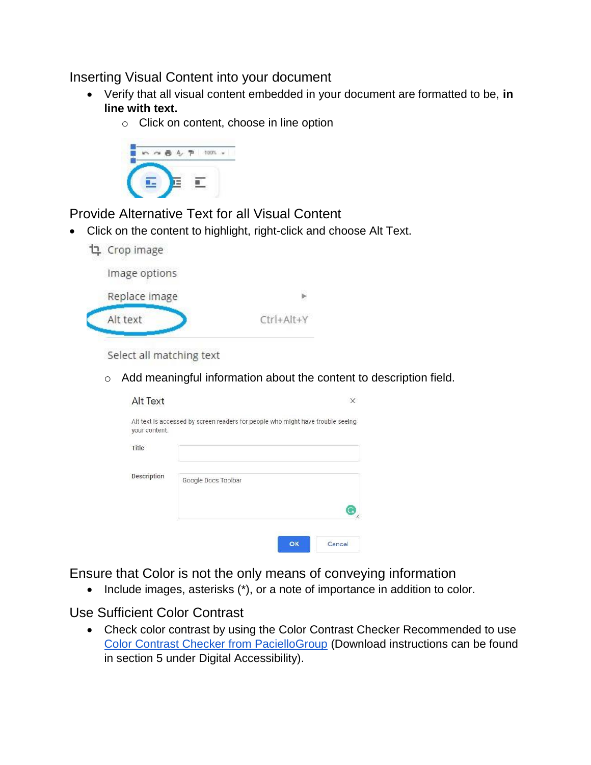## Inserting Visual Content into your document

- Verify that all visual content embedded in your document are formatted to be, **in line with text.**
  - Click on content, choose in line option

## Provide Alternative Text for all Visual Content

- Click on the content to highlight, right-click and choose Alt Text.
  - Add meaningful information about the content to description field.

## Ensure that Color is not the only means of conveying information

- Include images, asterisks (*), or a note of importance in addition to color.

## Use Sufficient Color Contrast

- Check color contrast by using the Color Contrast Checker Recommended to use [Color Contrast Checker from PacielloGroup](#) (Download instructions can be found in section 5 under Digital Accessibility).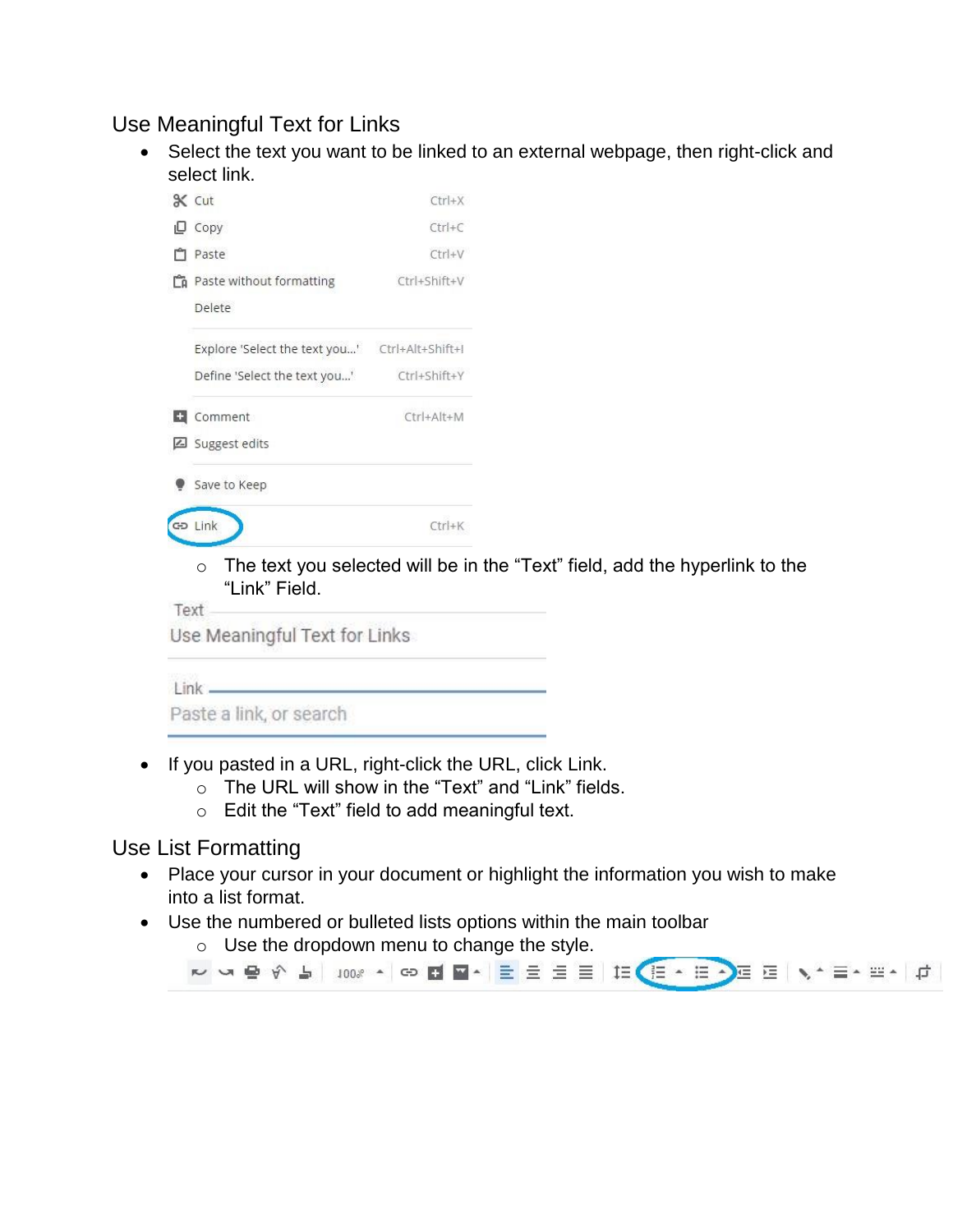## Use Meaningful Text for Links

- Select the text you want to be linked to an external webpage, then right-click and select link.
  - The text you selected will be in the "Text" field, add the hyperlink to the "Link" Field.
- If you pasted in a URL, right-click the URL, click Link.
  - The URL will show in the "Text" and "Link" fields.
  - Edit the "Text" field to add meaningful text.

## Use List Formatting

- Place your cursor in your document or highlight the information you wish to make into a list format.
- Use the numbered or bulleted lists options within the main toolbar
  - Use the dropdown menu to change the style.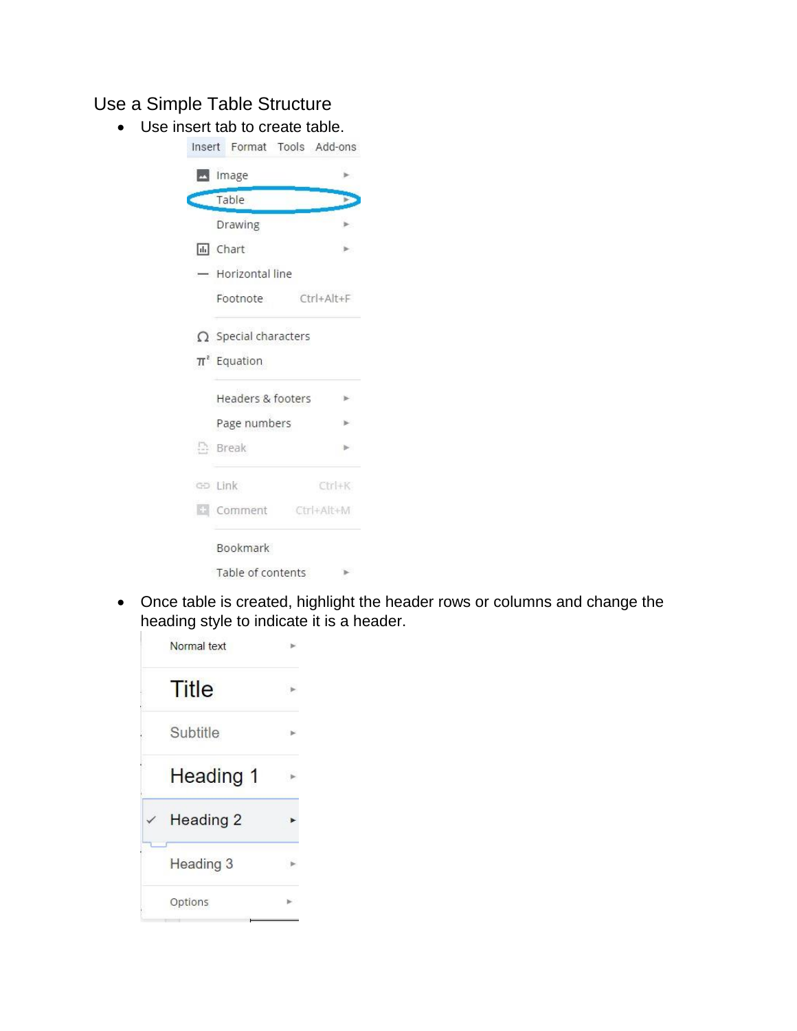## Use a Simple Table Structure

- Use insert tab to create table.

Insert Format Tools Add-ons

Image
Table
Drawing
Chart
Horizontal line
Footnote Ctrl+Alt+F
Special characters
Equation
Headers & footers
Page numbers
Break
Link Ctrl+K
Comment Ctrl+Alt+M
Bookmark
Table of contents

- Once table is created, highlight the header rows or columns and change the heading style to indicate it is a header.

Normal text
Title
Subtitle
Heading 1
Heading 2
Heading 3
Options